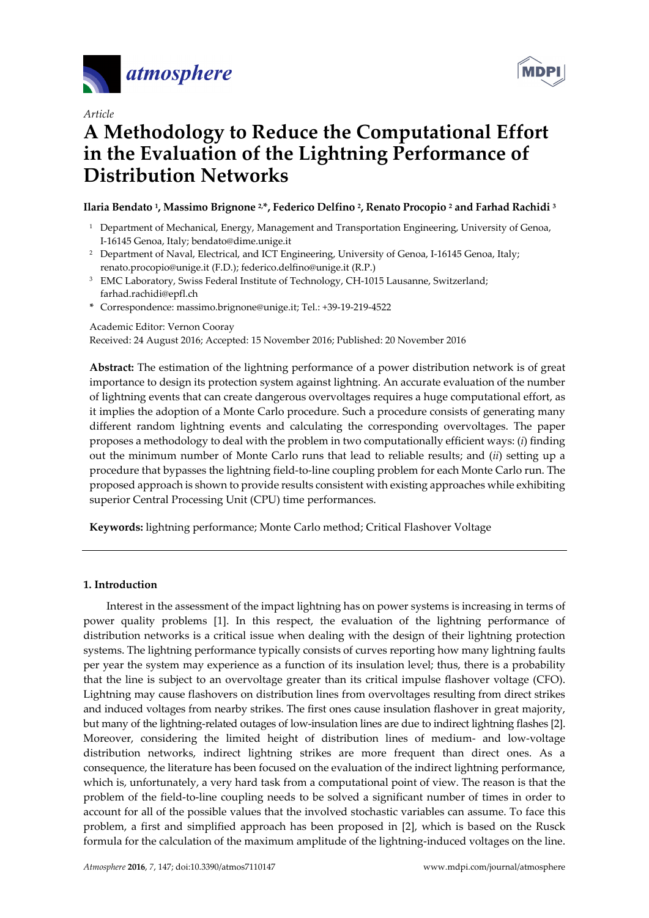*Article*

# A Methodology to Reduce the Computational Effort in the Evaluation of the Lightning Performance of Distribution Networks

**Ilaria Bendato [1], Massimo Brignone [2,*], Federico Delfino [2], Renato Procopio [2] and Farhad Rachidi [3]**

[1] Department of Mechanical, Energy, Management and Transportation Engineering, University of Genoa, I-16145 Genoa, Italy; bendato@dime.unige.it

[2] Department of Naval, Electrical, and ICT Engineering, University of Genoa, I-16145 Genoa, Italy; renato.procopio@unige.it (F.D.); federico.delfino@unige.it (R.P.)

[3] EMC Laboratory, Swiss Federal Institute of Technology, CH-1015 Lausanne, Switzerland; farhad.rachidi@epfl.ch

* Correspondence: massimo.brignone@unige.it; Tel.: +39-19-219-4522

Academic Editor: Vernon Cooray

Received: 24 August 2016; Accepted: 15 November 2016; Published: 20 November 2016

**Abstract:** The estimation of the lightning performance of a power distribution network is of great importance to design its protection system against lightning. An accurate evaluation of the number of lightning events that can create dangerous overvoltages requires a huge computational effort, as it implies the adoption of a Monte Carlo procedure. Such a procedure consists of generating many different random lightning events and calculating the corresponding overvoltages. The paper proposes a methodology to deal with the problem in two computationally efficient ways: (*i*) finding out the minimum number of Monte Carlo runs that lead to reliable results; and (*ii*) setting up a procedure that bypasses the lightning field-to-line coupling problem for each Monte Carlo run. The proposed approach is shown to provide results consistent with existing approaches while exhibiting superior Central Processing Unit (CPU) time performances.

**Keywords:** lightning performance; Monte Carlo method; Critical Flashover Voltage

## 1. Introduction

Interest in the assessment of the impact lightning has on power systems is increasing in terms of power quality problems [1]. In this respect, the evaluation of the lightning performance of distribution networks is a critical issue when dealing with the design of their lightning protection systems. The lightning performance typically consists of curves reporting how many lightning faults per year the system may experience as a function of its insulation level; thus, there is a probability that the line is subject to an overvoltage greater than its critical impulse flashover voltage (CFO). Lightning may cause flashovers on distribution lines from overvoltages resulting from direct strikes and induced voltages from nearby strikes. The first ones cause insulation flashover in great majority, but many of the lightning-related outages of low-insulation lines are due to indirect lightning flashes [2]. Moreover, considering the limited height of distribution lines of medium- and low-voltage distribution networks, indirect lightning strikes are more frequent than direct ones. As a consequence, the literature has been focused on the evaluation of the indirect lightning performance, which is, unfortunately, a very hard task from a computational point of view. The reason is that the problem of the field-to-line coupling needs to be solved a significant number of times in order to account for all of the possible values that the involved stochastic variables can assume. To face this problem, a first and simplified approach has been proposed in [2], which is based on the Rusck formula for the calculation of the maximum amplitude of the lightning-induced voltages on the line.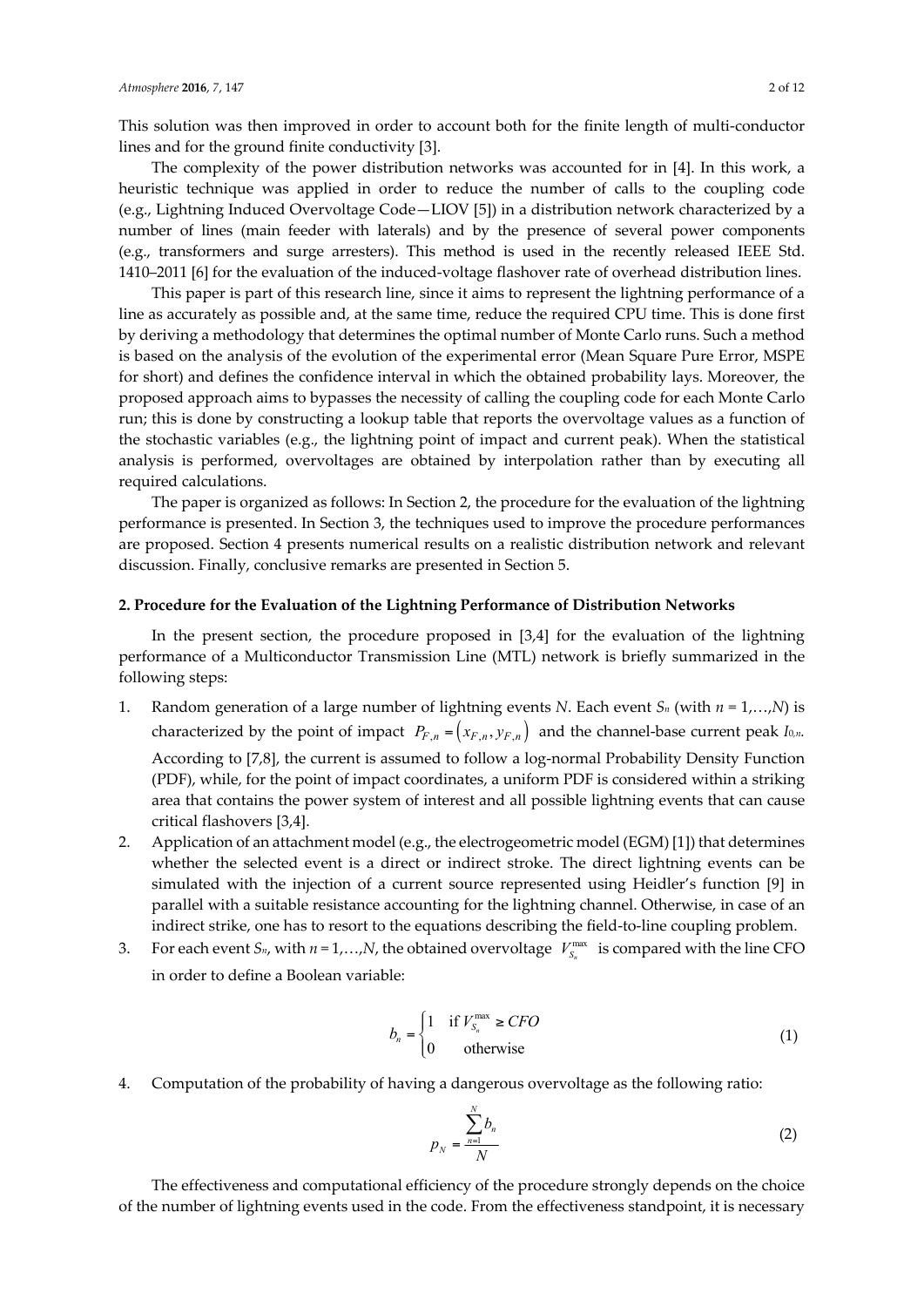This solution was then improved in order to account both for the finite length of multi-conductor lines and for the ground finite conductivity [3].

The complexity of the power distribution networks was accounted for in [4]. In this work, a heuristic technique was applied in order to reduce the number of calls to the coupling code (e.g., Lightning Induced Overvoltage Code—LIOV [5]) in a distribution network characterized by a number of lines (main feeder with laterals) and by the presence of several power components (e.g., transformers and surge arresters). This method is used in the recently released IEEE Std. 1410–2011 [6] for the evaluation of the induced-voltage flashover rate of overhead distribution lines.

This paper is part of this research line, since it aims to represent the lightning performance of a line as accurately as possible and, at the same time, reduce the required CPU time. This is done first by deriving a methodology that determines the optimal number of Monte Carlo runs. Such a method is based on the analysis of the evolution of the experimental error (Mean Square Pure Error, MSPE for short) and defines the confidence interval in which the obtained probability lays. Moreover, the proposed approach aims to bypasses the necessity of calling the coupling code for each Monte Carlo run; this is done by constructing a lookup table that reports the overvoltage values as a function of the stochastic variables (e.g., the lightning point of impact and current peak). When the statistical analysis is performed, overvoltages are obtained by interpolation rather than by executing all required calculations.

The paper is organized as follows: In Section 2, the procedure for the evaluation of the lightning performance is presented. In Section 3, the techniques used to improve the procedure performances are proposed. Section 4 presents numerical results on a realistic distribution network and relevant discussion. Finally, conclusive remarks are presented in Section 5.

## 2. Procedure for the Evaluation of the Lightning Performance of Distribution Networks

In the present section, the procedure proposed in [3,4] for the evaluation of the lightning performance of a Multiconductor Transmission Line (MTL) network is briefly summarized in the following steps:

1. Random generation of a large number of lightning events $N$. Each event $S_n$ (with $n = 1,\ldots,N$) is characterized by the point of impact $P_{F,n} = \left(x_{F,n}, y_{F,n}\right)$ and the channel-base current peak $I_{0,n}$. According to [7,8], the current is assumed to follow a log-normal Probability Density Function (PDF), while, for the point of impact coordinates, a uniform PDF is considered within a striking area that contains the power system of interest and all possible lightning events that can cause critical flashovers [3,4].
2. Application of an attachment model (e.g., the electrogeometric model (EGM) [1]) that determines whether the selected event is a direct or indirect stroke. The direct lightning events can be simulated with the injection of a current source represented using Heidler's function [9] in parallel with a suitable resistance accounting for the lightning channel. Otherwise, in case of an indirect strike, one has to resort to the equations describing the field-to-line coupling problem.
3. For each event $S_n$, with $n = 1,\ldots,N$, the obtained overvoltage $V_{S_n}^{\max}$ is compared with the line CFO in order to define a Boolean variable:

$$b_n = \begin{cases} 1 & \text{if } V_{S_n}^{\max} \geq CFO \\ 0 & \text{otherwise} \end{cases} \tag{1}$$

4. Computation of the probability of having a dangerous overvoltage as the following ratio:

$$p_N = \frac{\sum_{n=1}^{N} b_n}{N} \tag{2}$$

The effectiveness and computational efficiency of the procedure strongly depends on the choice of the number of lightning events used in the code. From the effectiveness standpoint, it is necessary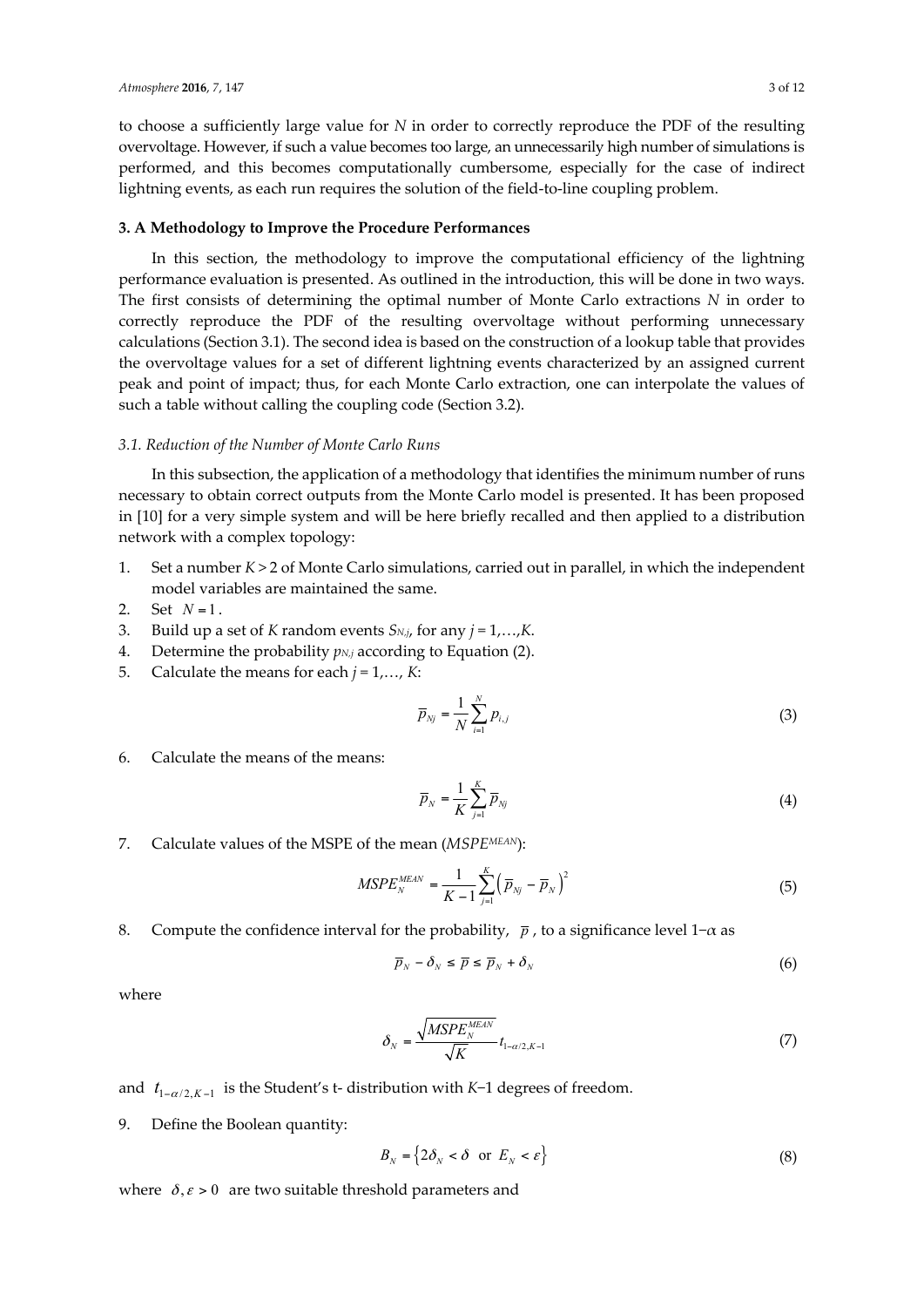to choose a sufficiently large value for $N$ in order to correctly reproduce the PDF of the resulting overvoltage. However, if such a value becomes too large, an unnecessarily high number of simulations is performed, and this becomes computationally cumbersome, especially for the case of indirect lightning events, as each run requires the solution of the field-to-line coupling problem.

## 3. A Methodology to Improve the Procedure Performances

In this section, the methodology to improve the computational efficiency of the lightning performance evaluation is presented. As outlined in the introduction, this will be done in two ways. The first consists of determining the optimal number of Monte Carlo extractions $N$ in order to correctly reproduce the PDF of the resulting overvoltage without performing unnecessary calculations (Section 3.1). The second idea is based on the construction of a lookup table that provides the overvoltage values for a set of different lightning events characterized by an assigned current peak and point of impact; thus, for each Monte Carlo extraction, one can interpolate the values of such a table without calling the coupling code (Section 3.2).

### *3.1. Reduction of the Number of Monte Carlo Runs*

In this subsection, the application of a methodology that identifies the minimum number of runs necessary to obtain correct outputs from the Monte Carlo model is presented. It has been proposed in [10] for a very simple system and will be here briefly recalled and then applied to a distribution network with a complex topology:

1. Set a number $K > 2$ of Monte Carlo simulations, carried out in parallel, in which the independent model variables are maintained the same.
2. Set $N = 1$.
3. Build up a set of $K$ random events $S_{N,j}$, for any $j = 1,\ldots,K$.
4. Determine the probability $p_{N,j}$ according to Equation (2).
5. Calculate the means for each $j = 1,\ldots, K$:

$$\overline{p}_{Nj} = \frac{1}{N}\sum_{i=1}^{N} p_{i,j} \tag{3}$$

6. Calculate the means of the means:

$$\overline{p}_{N} = \frac{1}{K}\sum_{j=1}^{K} \overline{p}_{Nj} \tag{4}$$

7. Calculate values of the MSPE of the mean ($MSPE^{MEAN}$):

$$MSPE_{N}^{MEAN} = \frac{1}{K-1}\sum_{j=1}^{K}\left(\overline{p}_{Nj} - \overline{p}_{N}\right)^{2} \tag{5}$$

8. Compute the confidence interval for the probability, $\overline{p}$, to a significance level $1-\alpha$ as

$$\overline{p}_{N} - \delta_{N} \leq \overline{p} \leq \overline{p}_{N} + \delta_{N} \tag{6}$$

where

$$\delta_{N} = \frac{\sqrt{MSPE_{N}^{MEAN}}}{\sqrt{K}}\, t_{1-\alpha/2,K-1} \tag{7}$$

and $t_{1-\alpha/2,K-1}$ is the Student's t- distribution with $K-1$ degrees of freedom.

9. Define the Boolean quantity:

$$B_{N} = \left\{2\delta_{N} < \delta \;\text{ or }\; E_{N} < \varepsilon\right\} \tag{8}$$

where $\delta, \varepsilon > 0$ are two suitable threshold parameters and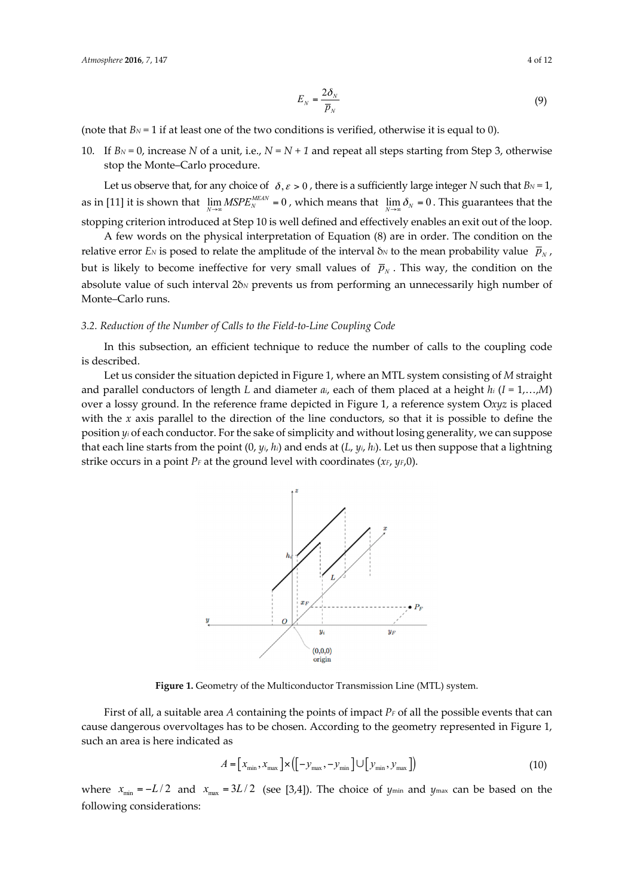$$E_N = \frac{2\delta_N}{\overline{p}_N} \tag{9}$$

(note that $B_N = 1$ if at least one of the two conditions is verified, otherwise it is equal to 0).

10. If $B_N = 0$, increase $N$ of a unit, i.e., $N = N + 1$ and repeat all steps starting from Step 3, otherwise stop the Monte–Carlo procedure.

Let us observe that, for any choice of $\delta, \varepsilon > 0$, there is a sufficiently large integer $N$ such that $B_N = 1$, as in [11] it is shown that $\lim_{N\to\infty} MSPE_N^{MEAN} = 0$, which means that $\lim_{N\to\infty} \delta_N = 0$. This guarantees that the stopping criterion introduced at Step 10 is well defined and effectively enables an exit out of the loop.

A few words on the physical interpretation of Equation (8) are in order. The condition on the relative error $E_N$ is posed to relate the amplitude of the interval $\delta_N$ to the mean probability value $\overline{p}_N$, but is likely to become ineffective for very small values of $\overline{p}_N$. This way, the condition on the absolute value of such interval $2\delta_N$ prevents us from performing an unnecessarily high number of Monte–Carlo runs.

### 3.2. Reduction of the Number of Calls to the Field-to-Line Coupling Code

In this subsection, an efficient technique to reduce the number of calls to the coupling code is described.

Let us consider the situation depicted in Figure 1, where an MTL system consisting of $M$ straight and parallel conductors of length $L$ and diameter $a_i$, each of them placed at a height $h_i$ ($I = 1,\ldots,M$) over a lossy ground. In the reference frame depicted in Figure 1, a reference system $Oxyz$ is placed with the $x$ axis parallel to the direction of the line conductors, so that it is possible to define the position $y_i$ of each conductor. For the sake of simplicity and without losing generality, we can suppose that each line starts from the point $(0, y_i, h_i)$ and ends at $(L, y_i, h_i)$. Let us then suppose that a lightning strike occurs in a point $P_F$ at the ground level with coordinates $(x_F, y_F, 0)$.

**Figure 1.** Geometry of the Multiconductor Transmission Line (MTL) system.

First of all, a suitable area $A$ containing the points of impact $P_F$ of all the possible events that can cause dangerous overvoltages has to be chosen. According to the geometry represented in Figure 1, such an area is here indicated as

$$A = [x_{\min}, x_{\max}] \times ([-y_{\max}, -y_{\min}] \cup [y_{\min}, y_{\max}]) \tag{10}$$

where $x_{\min} = -L/2$ and $x_{\max} = 3L/2$ (see [3,4]). The choice of $y_{\min}$ and $y_{\max}$ can be based on the following considerations: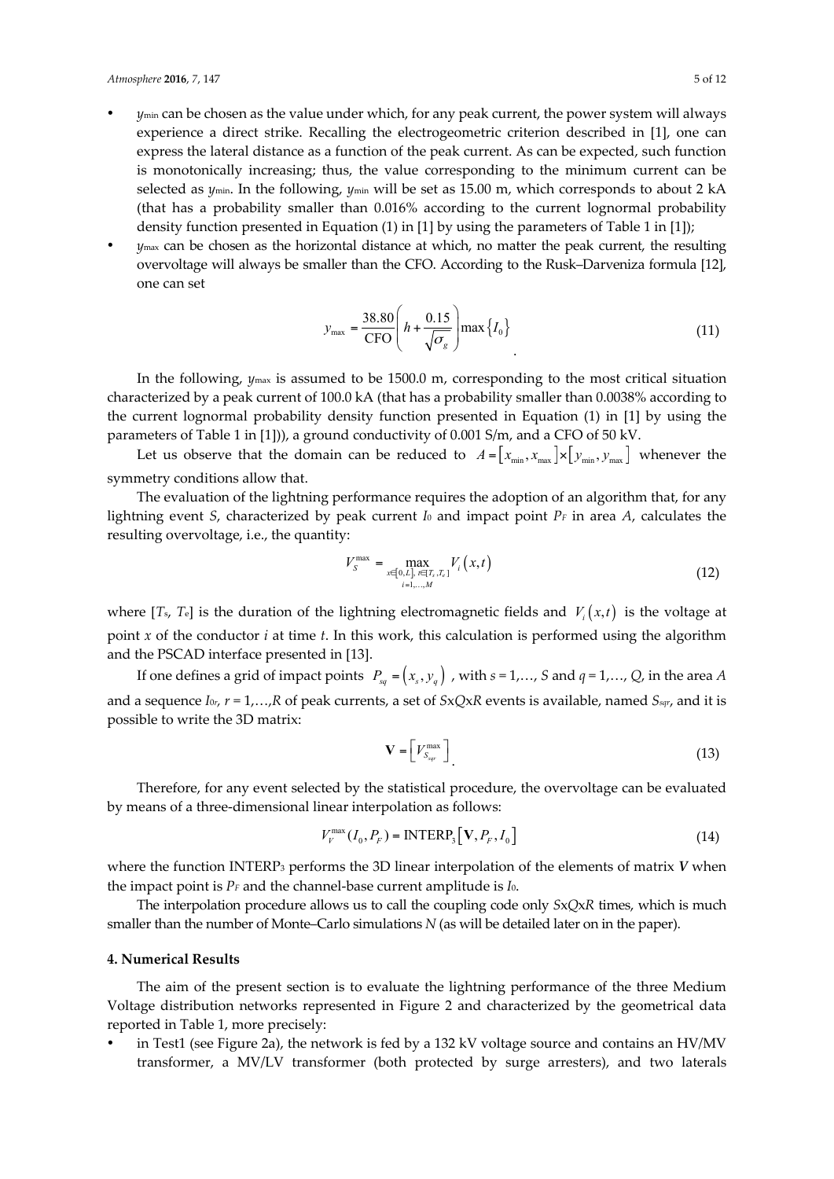- $y_{min}$ can be chosen as the value under which, for any peak current, the power system will always experience a direct strike. Recalling the electrogeometric criterion described in [1], one can express the lateral distance as a function of the peak current. As can be expected, such function is monotonically increasing; thus, the value corresponding to the minimum current can be selected as $y_{min}$. In the following, $y_{min}$ will be set as 15.00 m, which corresponds to about 2 kA (that has a probability smaller than 0.016% according to the current lognormal probability density function presented in Equation (1) in [1] by using the parameters of Table 1 in [1]);
- $y_{max}$ can be chosen as the horizontal distance at which, no matter the peak current, the resulting overvoltage will always be smaller than the CFO. According to the Rusk–Darveniza formula [12], one can set

$$y_{max} = \frac{38.80}{\text{CFO}}\left(h + \frac{0.15}{\sqrt{\sigma_g}}\right)\max\{I_0\} \tag{11}$$

In the following, $y_{max}$ is assumed to be 1500.0 m, corresponding to the most critical situation characterized by a peak current of 100.0 kA (that has a probability smaller than 0.0038% according to the current lognormal probability density function presented in Equation (1) in [1] by using the parameters of Table 1 in [1])), a ground conductivity of 0.001 S/m, and a CFO of 50 kV.

Let us observe that the domain can be reduced to $A = [x_{min}, x_{max}] \times [y_{min}, y_{max}]$ whenever the symmetry conditions allow that.

The evaluation of the lightning performance requires the adoption of an algorithm that, for any lightning event $S$, characterized by peak current $I_0$ and impact point $P_F$ in area $A$, calculates the resulting overvoltage, i.e., the quantity:

$$V_S^{max} = \max_{\substack{x\in[0,L],\ t\in[T_s,T_e] \\ i=1,\ldots,M}} V_i(x,t) \tag{12}$$

where $[T_s, T_e]$ is the duration of the lightning electromagnetic fields and $V_i(x,t)$ is the voltage at point $x$ of the conductor $i$ at time $t$. In this work, this calculation is performed using the algorithm and the PSCAD interface presented in [13].

If one defines a grid of impact points $P_{sq} = (x_s, y_q)$, with $s = 1,\ldots, S$ and $q = 1,\ldots, Q$, in the area $A$ and a sequence $I_{0r}$, $r = 1,\ldots,R$ of peak currents, a set of $S$x$Q$x$R$ events is available, named $S_{sqr}$, and it is possible to write the 3D matrix:

$$\mathbf{V} = \left[V_{S_{sqr}}^{max}\right] \tag{13}$$

Therefore, for any event selected by the statistical procedure, the overvoltage can be evaluated by means of a three-dimensional linear interpolation as follows:

$$V_V^{max}(I_0, P_F) = \text{INTERP}_3\left[\mathbf{V}, P_F, I_0\right] \tag{14}$$

where the function $\text{INTERP}_3$ performs the 3D linear interpolation of the elements of matrix $\boldsymbol{V}$ when the impact point is $P_F$ and the channel-base current amplitude is $I_0$.

The interpolation procedure allows us to call the coupling code only $S$x$Q$x$R$ times, which is much smaller than the number of Monte–Carlo simulations $N$ (as will be detailed later on in the paper).

## 4. Numerical Results

The aim of the present section is to evaluate the lightning performance of the three Medium Voltage distribution networks represented in Figure 2 and characterized by the geometrical data reported in Table 1, more precisely:

- in Test1 (see Figure 2a), the network is fed by a 132 kV voltage source and contains an HV/MV transformer, a MV/LV transformer (both protected by surge arresters), and two laterals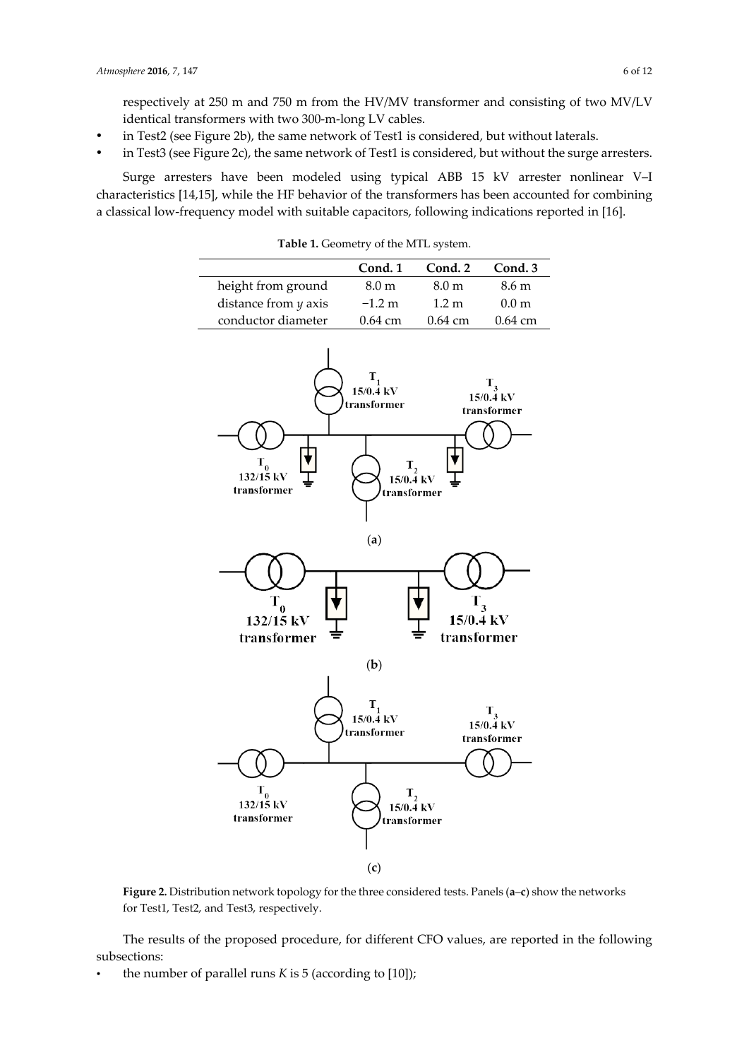respectively at 250 m and 750 m from the HV/MV transformer and consisting of two MV/LV identical transformers with two 300-m-long LV cables.

- in Test2 (see Figure 2b), the same network of Test1 is considered, but without laterals.
- in Test3 (see Figure 2c), the same network of Test1 is considered, but without the surge arresters.

Surge arresters have been modeled using typical ABB 15 kV arrester nonlinear V–I characteristics [14,15], while the HF behavior of the transformers has been accounted for combining a classical low-frequency model with suitable capacitors, following indications reported in [16].

**Table 1.** Geometry of the MTL system.

| | Cond. 1 | Cond. 2 | Cond. 3 |
|---|---|---|---|
| height from ground | 8.0 m | 8.0 m | 8.6 m |
| distance from $y$ axis | −1.2 m | 1.2 m | 0.0 m |
| conductor diameter | 0.64 cm | 0.64 cm | 0.64 cm |

**Figure 2.** Distribution network topology for the three considered tests. Panels (**a**–**c**) show the networks for Test1, Test2, and Test3, respectively.

The results of the proposed procedure, for different CFO values, are reported in the following subsections:

- the number of parallel runs $K$ is 5 (according to [10]);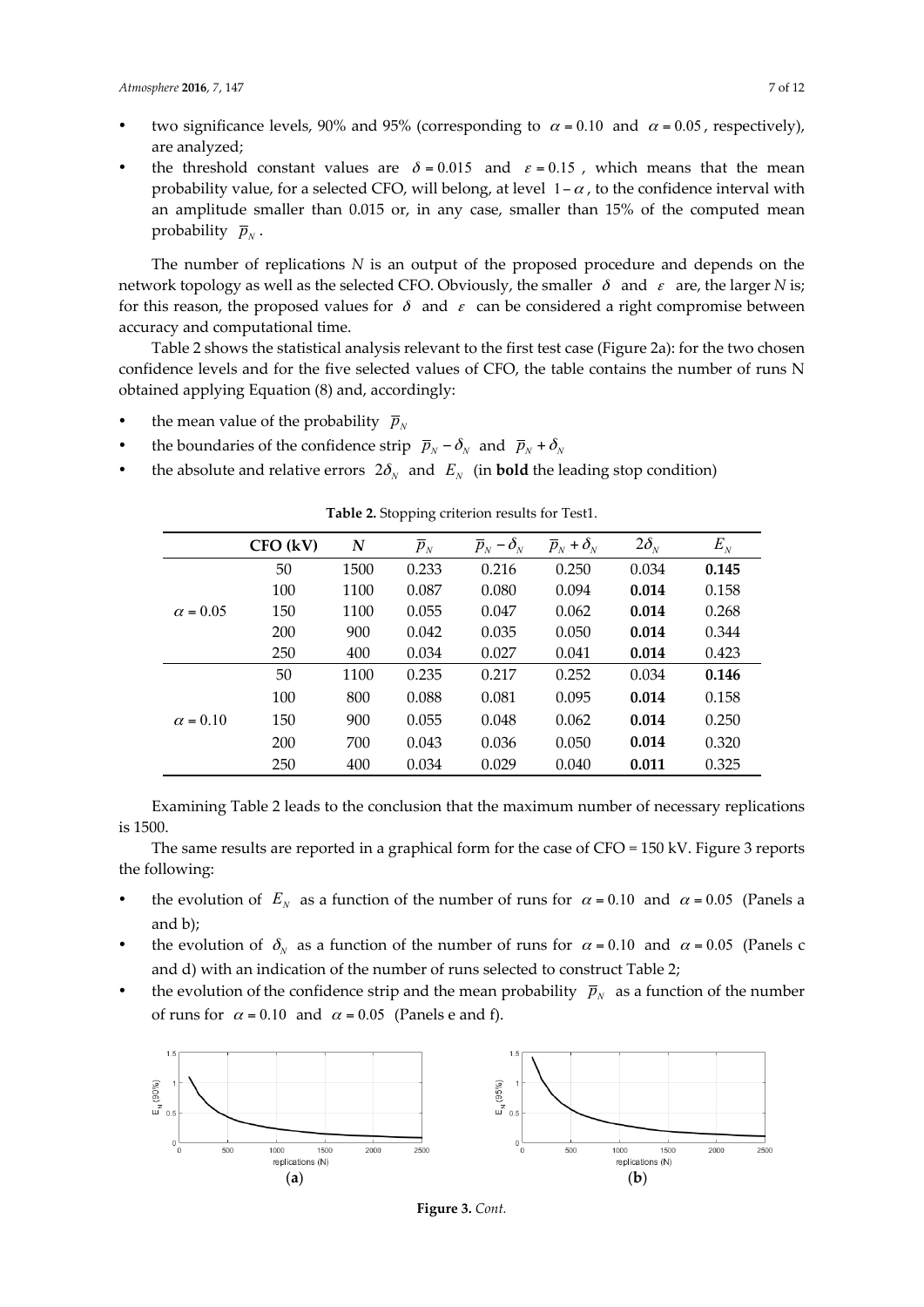- two significance levels, 90% and 95% (corresponding to $\alpha = 0.10$ and $\alpha = 0.05$, respectively), are analyzed;
- the threshold constant values are $\delta = 0.015$ and $\varepsilon = 0.15$, which means that the mean probability value, for a selected CFO, will belong, at level $1 - \alpha$, to the confidence interval with an amplitude smaller than 0.015 or, in any case, smaller than 15% of the computed mean probability $\overline{p}_N$.

The number of replications *N* is an output of the proposed procedure and depends on the network topology as well as the selected CFO. Obviously, the smaller $\delta$ and $\varepsilon$ are, the larger *N* is; for this reason, the proposed values for $\delta$ and $\varepsilon$ can be considered a right compromise between accuracy and computational time.

Table 2 shows the statistical analysis relevant to the first test case (Figure 2a): for the two chosen confidence levels and for the five selected values of CFO, the table contains the number of runs N obtained applying Equation (8) and, accordingly:

- the mean value of the probability $\overline{p}_N$
- the boundaries of the confidence strip $\overline{p}_N - \delta_N$ and $\overline{p}_N + \delta_N$
- the absolute and relative errors $2\delta_N$ and $E_N$ (in **bold** the leading stop condition)

**Table 2.** Stopping criterion results for Test1.

| | CFO (kV) | $N$ | $\overline{p}_N$ | $\overline{p}_N - \delta_N$ | $\overline{p}_N + \delta_N$ | $2\delta_N$ | $E_N$ |
|---|---|---|---|---|---|---|---|
| $\alpha = 0.05$ | 50 | 1500 | 0.233 | 0.216 | 0.250 | 0.034 | **0.145** |
| | 100 | 1100 | 0.087 | 0.080 | 0.094 | **0.014** | 0.158 |
| | 150 | 1100 | 0.055 | 0.047 | 0.062 | **0.014** | 0.268 |
| | 200 | 900 | 0.042 | 0.035 | 0.050 | **0.014** | 0.344 |
| | 250 | 400 | 0.034 | 0.027 | 0.041 | **0.014** | 0.423 |
| $\alpha = 0.10$ | 50 | 1100 | 0.235 | 0.217 | 0.252 | 0.034 | **0.146** |
| | 100 | 800 | 0.088 | 0.081 | 0.095 | **0.014** | 0.158 |
| | 150 | 900 | 0.055 | 0.048 | 0.062 | **0.014** | 0.250 |
| | 200 | 700 | 0.043 | 0.036 | 0.050 | **0.014** | 0.320 |
| | 250 | 400 | 0.034 | 0.029 | 0.040 | **0.011** | 0.325 |

Examining Table 2 leads to the conclusion that the maximum number of necessary replications is 1500.

The same results are reported in a graphical form for the case of CFO = 150 kV. Figure 3 reports the following:

- the evolution of $E_N$ as a function of the number of runs for $\alpha = 0.10$ and $\alpha = 0.05$ (Panels a and b);
- the evolution of $\delta_N$ as a function of the number of runs for $\alpha = 0.10$ and $\alpha = 0.05$ (Panels c and d) with an indication of the number of runs selected to construct Table 2;
- the evolution of the confidence strip and the mean probability $\overline{p}_N$ as a function of the number of runs for $\alpha = 0.10$ and $\alpha = 0.05$ (Panels e and f).

(**a**) (**b**)

**Figure 3.** *Cont.*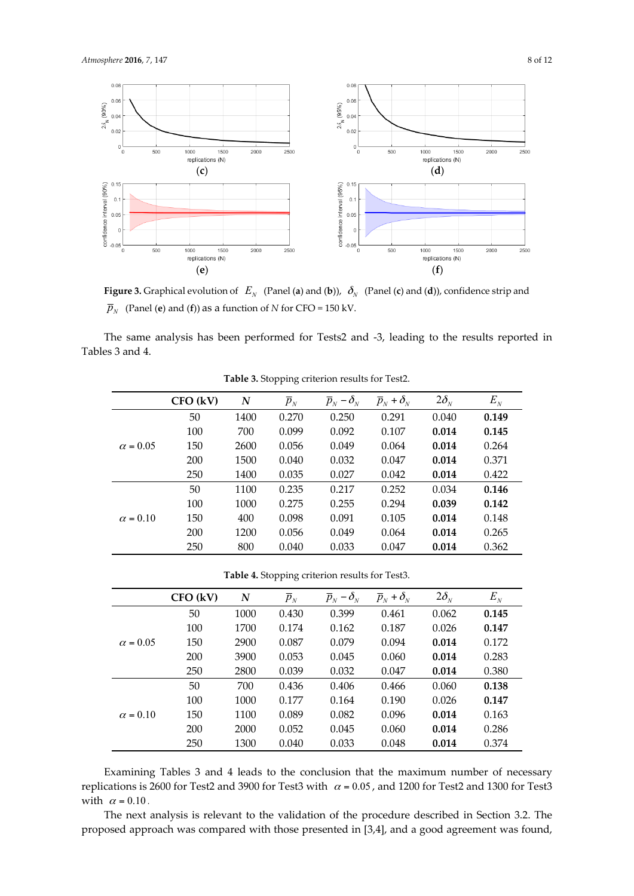**Figure 3.** Graphical evolution of $E_N$ (Panel (**a**) and (**b**)), $\delta_N$ (Panel (**c**) and (**d**)), confidence strip and $\overline{p}_N$ (Panel (**e**) and (**f**)) as a function of *N* for CFO = 150 kV.

The same analysis has been performed for Tests2 and -3, leading to the results reported in Tables 3 and 4.

**Table 3.** Stopping criterion results for Test2.

| | CFO (kV) | N | $\overline{p}_N$ | $\overline{p}_N - \delta_N$ | $\overline{p}_N + \delta_N$ | $2\delta_N$ | $E_N$ |
|---|---|---|---|---|---|---|---|
| $\alpha = 0.05$ | 50 | 1400 | 0.270 | 0.250 | 0.291 | 0.040 | **0.149** |
| | 100 | 700 | 0.099 | 0.092 | 0.107 | **0.014** | **0.145** |
| | 150 | 2600 | 0.056 | 0.049 | 0.064 | **0.014** | 0.264 |
| | 200 | 1500 | 0.040 | 0.032 | 0.047 | **0.014** | 0.371 |
| | 250 | 1400 | 0.035 | 0.027 | 0.042 | **0.014** | 0.422 |
| $\alpha = 0.10$ | 50 | 1100 | 0.235 | 0.217 | 0.252 | 0.034 | **0.146** |
| | 100 | 1000 | 0.275 | 0.255 | 0.294 | **0.039** | **0.142** |
| | 150 | 400 | 0.098 | 0.091 | 0.105 | **0.014** | 0.148 |
| | 200 | 1200 | 0.056 | 0.049 | 0.064 | **0.014** | 0.265 |
| | 250 | 800 | 0.040 | 0.033 | 0.047 | **0.014** | 0.362 |

**Table 4.** Stopping criterion results for Test3.

| | CFO (kV) | N | $\overline{p}_N$ | $\overline{p}_N - \delta_N$ | $\overline{p}_N + \delta_N$ | $2\delta_N$ | $E_N$ |
|---|---|---|---|---|---|---|---|
| $\alpha = 0.05$ | 50 | 1000 | 0.430 | 0.399 | 0.461 | 0.062 | **0.145** |
| | 100 | 1700 | 0.174 | 0.162 | 0.187 | 0.026 | **0.147** |
| | 150 | 2900 | 0.087 | 0.079 | 0.094 | **0.014** | 0.172 |
| | 200 | 3900 | 0.053 | 0.045 | 0.060 | **0.014** | 0.283 |
| | 250 | 2800 | 0.039 | 0.032 | 0.047 | **0.014** | 0.380 |
| $\alpha = 0.10$ | 50 | 700 | 0.436 | 0.406 | 0.466 | 0.060 | **0.138** |
| | 100 | 1000 | 0.177 | 0.164 | 0.190 | 0.026 | **0.147** |
| | 150 | 1100 | 0.089 | 0.082 | 0.096 | **0.014** | 0.163 |
| | 200 | 2000 | 0.052 | 0.045 | 0.060 | **0.014** | 0.286 |
| | 250 | 1300 | 0.040 | 0.033 | 0.048 | **0.014** | 0.374 |

Examining Tables 3 and 4 leads to the conclusion that the maximum number of necessary replications is 2600 for Test2 and 3900 for Test3 with $\alpha = 0.05$, and 1200 for Test2 and 1300 for Test3 with $\alpha = 0.10$.

The next analysis is relevant to the validation of the procedure described in Section 3.2. The proposed approach was compared with those presented in [3,4], and a good agreement was found,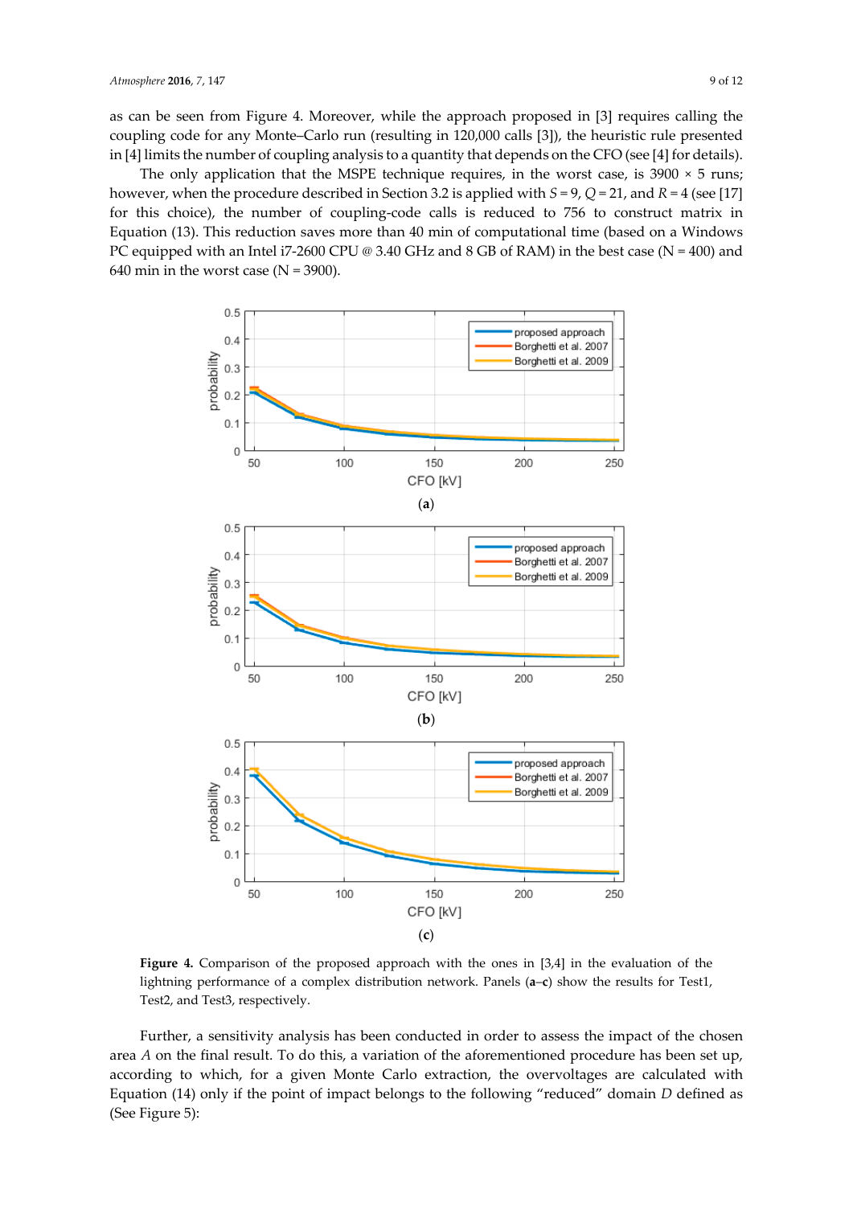as can be seen from Figure 4. Moreover, while the approach proposed in [3] requires calling the coupling code for any Monte–Carlo run (resulting in 120,000 calls [3]), the heuristic rule presented in [4] limits the number of coupling analysis to a quantity that depends on the CFO (see [4] for details).

The only application that the MSPE technique requires, in the worst case, is 3900 × 5 runs; however, when the procedure described in Section 3.2 is applied with $S = 9$, $Q = 21$, and $R = 4$ (see [17] for this choice), the number of coupling-code calls is reduced to 756 to construct matrix in Equation (13). This reduction saves more than 40 min of computational time (based on a Windows PC equipped with an Intel i7-2600 CPU @ 3.40 GHz and 8 GB of RAM) in the best case (N = 400) and 640 min in the worst case (N = 3900).

**Figure 4.** Comparison of the proposed approach with the ones in [3,4] in the evaluation of the lightning performance of a complex distribution network. Panels (**a**–**c**) show the results for Test1, Test2, and Test3, respectively.

Further, a sensitivity analysis has been conducted in order to assess the impact of the chosen area $A$ on the final result. To do this, a variation of the aforementioned procedure has been set up, according to which, for a given Monte Carlo extraction, the overvoltages are calculated with Equation (14) only if the point of impact belongs to the following "reduced" domain $D$ defined as (See Figure 5):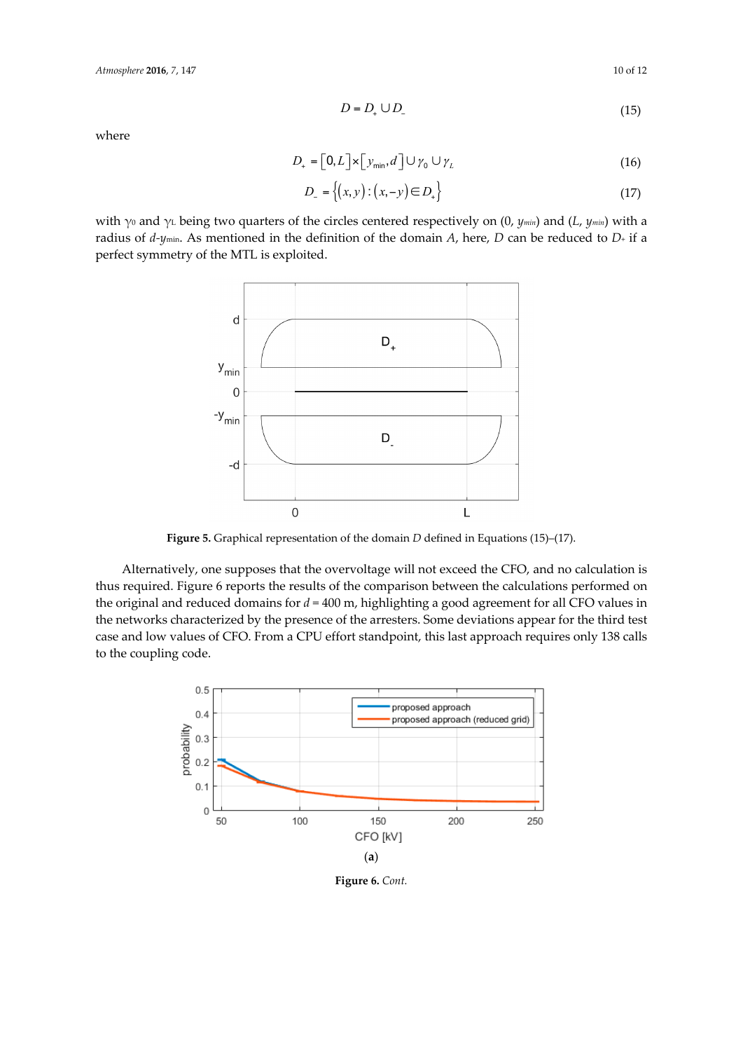$$D = D_+ \cup D_- \tag{15}$$

where

$$D_+ = [0, L] \times [y_{\min}, d] \cup \gamma_0 \cup \gamma_L \tag{16}$$

$$D_- = \{(x, y) : (x, -y) \in D_+\} \tag{17}$$

with $\gamma_0$ and $\gamma_L$ being two quarters of the circles centered respectively on (0, $y_{min}$) and ($L$, $y_{min}$) with a radius of $d$-$y_{\min}$. As mentioned in the definition of the domain $A$, here, $D$ can be reduced to $D_+$ if a perfect symmetry of the MTL is exploited.

**Figure 5.** Graphical representation of the domain $D$ defined in Equations (15)–(17).

Alternatively, one supposes that the overvoltage will not exceed the CFO, and no calculation is thus required. Figure 6 reports the results of the comparison between the calculations performed on the original and reduced domains for $d$ = 400 m, highlighting a good agreement for all CFO values in the networks characterized by the presence of the arresters. Some deviations appear for the third test case and low values of CFO. From a CPU effort standpoint, this last approach requires only 138 calls to the coupling code.

(**a**)

**Figure 6.** *Cont.*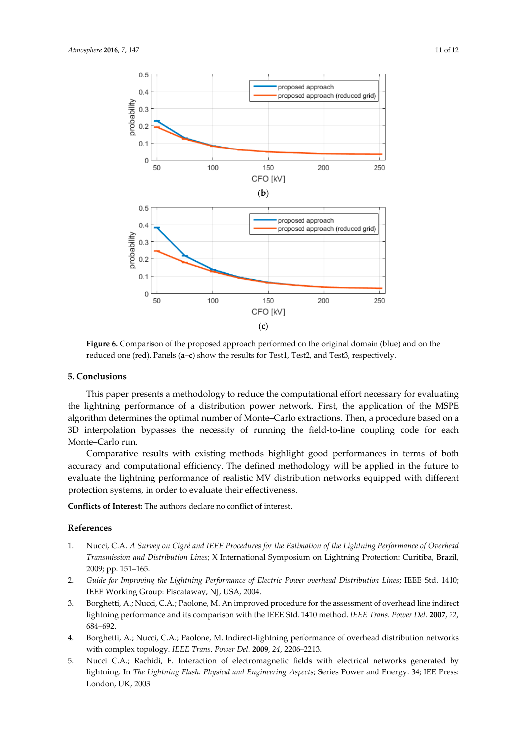(b)

(c)

**Figure 6.** Comparison of the proposed approach performed on the original domain (blue) and on the reduced one (red). Panels (**a**–**c**) show the results for Test1, Test2, and Test3, respectively.

## 5. Conclusions

This paper presents a methodology to reduce the computational effort necessary for evaluating the lightning performance of a distribution power network. First, the application of the MSPE algorithm determines the optimal number of Monte–Carlo extractions. Then, a procedure based on a 3D interpolation bypasses the necessity of running the field-to-line coupling code for each Monte–Carlo run.

Comparative results with existing methods highlight good performances in terms of both accuracy and computational efficiency. The defined methodology will be applied in the future to evaluate the lightning performance of realistic MV distribution networks equipped with different protection systems, in order to evaluate their effectiveness.

**Conflicts of Interest:** The authors declare no conflict of interest.

## References

1. Nucci, C.A. *A Survey on Cigré and IEEE Procedures for the Estimation of the Lightning Performance of Overhead Transmission and Distribution Lines*; X International Symposium on Lightning Protection: Curitiba, Brazil, 2009; pp. 151–165.
2. *Guide for Improving the Lightning Performance of Electric Power overhead Distribution Lines*; IEEE Std. 1410; IEEE Working Group: Piscataway, NJ, USA, 2004.
3. Borghetti, A.; Nucci, C.A.; Paolone, M. An improved procedure for the assessment of overhead line indirect lightning performance and its comparison with the IEEE Std. 1410 method. *IEEE Trans. Power Del.* **2007**, *22*, 684–692.
4. Borghetti, A.; Nucci, C.A.; Paolone, M. Indirect-lightning performance of overhead distribution networks with complex topology. *IEEE Trans. Power Del.* **2009**, *24*, 2206–2213.
5. Nucci C.A.; Rachidi, F. Interaction of electromagnetic fields with electrical networks generated by lightning. In *The Lightning Flash: Physical and Engineering Aspects*; Series Power and Energy. 34; IEE Press: London, UK, 2003.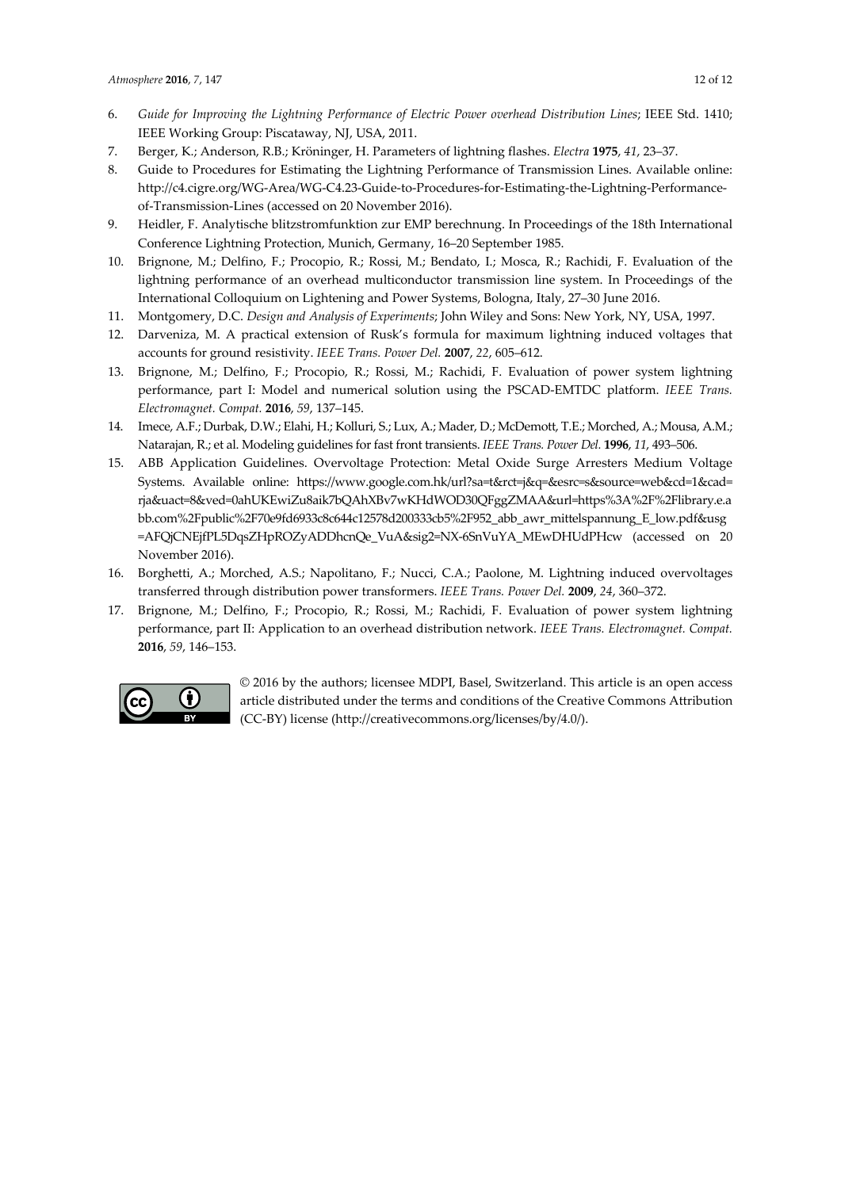6. *Guide for Improving the Lightning Performance of Electric Power overhead Distribution Lines*; IEEE Std. 1410; IEEE Working Group: Piscataway, NJ, USA, 2011.
7. Berger, K.; Anderson, R.B.; Kröninger, H. Parameters of lightning flashes. *Electra* **1975**, *41*, 23–37.
8. Guide to Procedures for Estimating the Lightning Performance of Transmission Lines. Available online: http://c4.cigre.org/WG-Area/WG-C4.23-Guide-to-Procedures-for-Estimating-the-Lightning-Performance-of-Transmission-Lines (accessed on 20 November 2016).
9. Heidler, F. Analytische blitzstromfunktion zur EMP berechnung. In Proceedings of the 18th International Conference Lightning Protection, Munich, Germany, 16–20 September 1985.
10. Brignone, M.; Delfino, F.; Procopio, R.; Rossi, M.; Bendato, I.; Mosca, R.; Rachidi, F. Evaluation of the lightning performance of an overhead multiconductor transmission line system. In Proceedings of the International Colloquium on Lightening and Power Systems, Bologna, Italy, 27–30 June 2016.
11. Montgomery, D.C. *Design and Analysis of Experiments*; John Wiley and Sons: New York, NY, USA, 1997.
12. Darveniza, M. A practical extension of Rusk's formula for maximum lightning induced voltages that accounts for ground resistivity. *IEEE Trans. Power Del.* **2007**, *22*, 605–612.
13. Brignone, M.; Delfino, F.; Procopio, R.; Rossi, M.; Rachidi, F. Evaluation of power system lightning performance, part I: Model and numerical solution using the PSCAD-EMTDC platform. *IEEE Trans. Electromagnet. Compat.* **2016**, *59*, 137–145.
14. Imece, A.F.; Durbak, D.W.; Elahi, H.; Kolluri, S.; Lux, A.; Mader, D.; McDemott, T.E.; Morched, A.; Mousa, A.M.; Natarajan, R.; et al. Modeling guidelines for fast front transients. *IEEE Trans. Power Del.* **1996**, *11*, 493–506.
15. ABB Application Guidelines. Overvoltage Protection: Metal Oxide Surge Arresters Medium Voltage Systems. Available online: https://www.google.com.hk/url?sa=t&rct=j&q=&esrc=s&source=web&cd=1&cad=rja&uact=8&ved=0ahUKEwiZu8aik7bQAhXBv7wKHdWOD30QFggZMAA&url=https%3A%2F%2Flibrary.e.abb.com%2Fpublic%2F70e9fd6933c8c644c12578d200333cb5%2F952_abb_awr_mittelspannung_E_low.pdf&usg=AFQjCNEjfPL5DqsZHpROZyADDhcnQe_VuA&sig2=NX-6SnVuYA_MEwDHUdPHcw (accessed on 20 November 2016).
16. Borghetti, A.; Morched, A.S.; Napolitano, F.; Nucci, C.A.; Paolone, M. Lightning induced overvoltages transferred through distribution power transformers. *IEEE Trans. Power Del.* **2009**, *24*, 360–372.
17. Brignone, M.; Delfino, F.; Procopio, R.; Rossi, M.; Rachidi, F. Evaluation of power system lightning performance, part II: Application to an overhead distribution network. *IEEE Trans. Electromagnet. Compat.* **2016**, *59*, 146–153.

© 2016 by the authors; licensee MDPI, Basel, Switzerland. This article is an open access article distributed under the terms and conditions of the Creative Commons Attribution (CC-BY) license (http://creativecommons.org/licenses/by/4.0/).